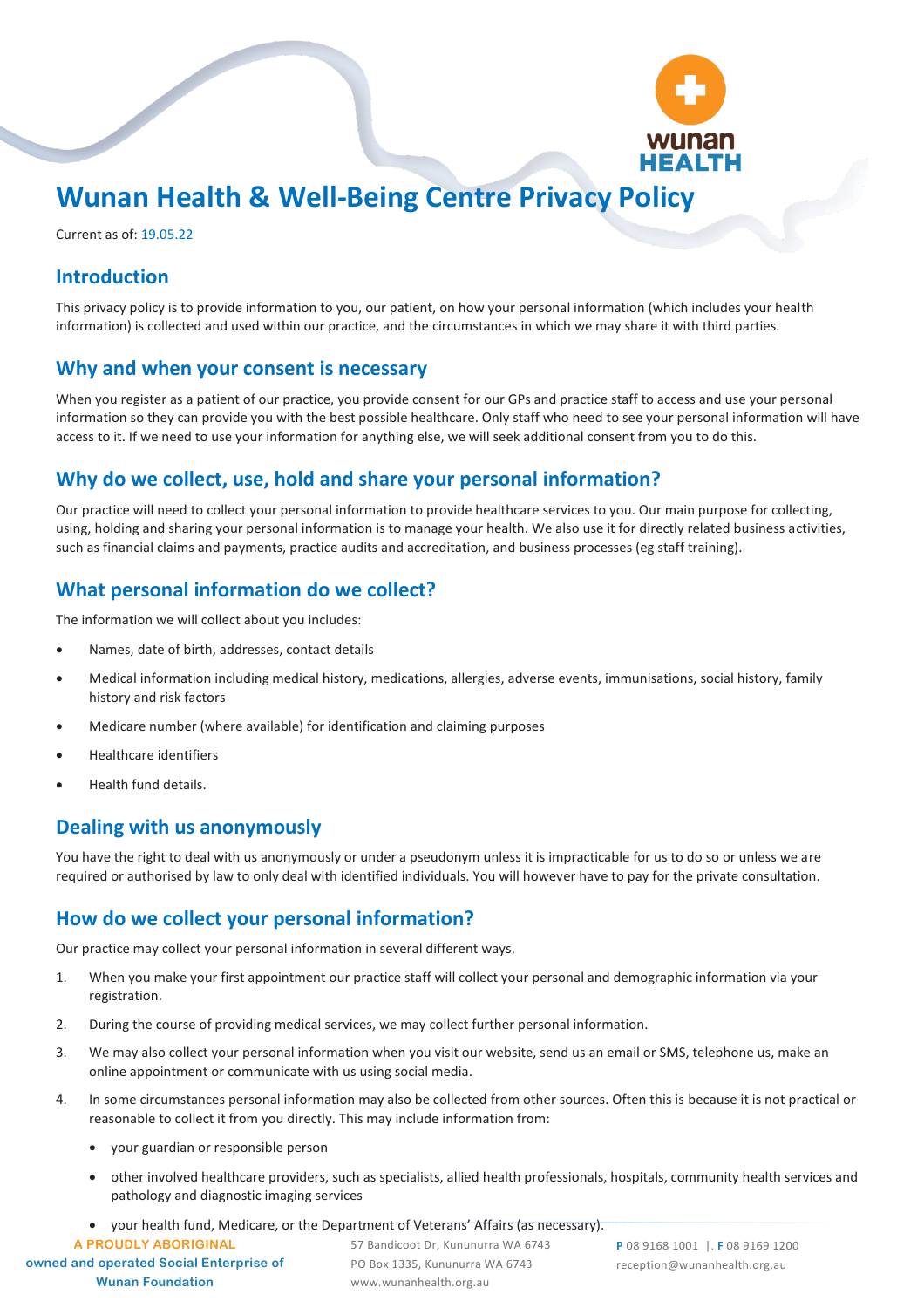# Wunan Health & Well-Being Centre Privacy Policy

Current as of: 19.05.22

## Introduction

This privacy policy is to provide information to you, our patient, on how your personal information (which includes your health information) is collected and used within our practice, and the circumstances in which we may share it with third parties.

## Why and when your consent is necessary

When you register as a patient of our practice, you provide consent for our GPs and practice staff to access and use your personal information so they can provide you with the best possible healthcare. Only staff who need to see your personal information will have access to it. If we need to use your information for anything else, we will seek additional consent from you to do this.

## Why do we collect, use, hold and share your personal information?

Our practice will need to collect your personal information to provide healthcare services to you. Our main purpose for collecting, using, holding and sharing your personal information is to manage your health. We also use it for directly related business activities, such as financial claims and payments, practice audits and accreditation, and business processes (eg staff training).

## What personal information do we collect?

The information we will collect about you includes:

- Names, date of birth, addresses, contact details
- Medical information including medical history, medications, allergies, adverse events, immunisations, social history, family history and risk factors
- Medicare number (where available) for identification and claiming purposes
- Healthcare identifiers
- Health fund details.

## Dealing with us anonymously

You have the right to deal with us anonymously or under a pseudonym unless it is impracticable for us to do so or unless we are required or authorised by law to only deal with identified individuals. You will however have to pay for the private consultation.

## How do we collect your personal information?

Our practice may collect your personal information in several different ways.

1. When you make your first appointment our practice staff will collect your personal and demographic information via your registration.
2. During the course of providing medical services, we may collect further personal information.
3. We may also collect your personal information when you visit our website, send us an email or SMS, telephone us, make an online appointment or communicate with us using social media.
4. In some circumstances personal information may also be collected from other sources. Often this is because it is not practical or reasonable to collect it from you directly. This may include information from:
    - your guardian or responsible person
    - other involved healthcare providers, such as specialists, allied health professionals, hospitals, community health services and pathology and diagnostic imaging services
    - your health fund, Medicare, or the Department of Veterans' Affairs (as necessary).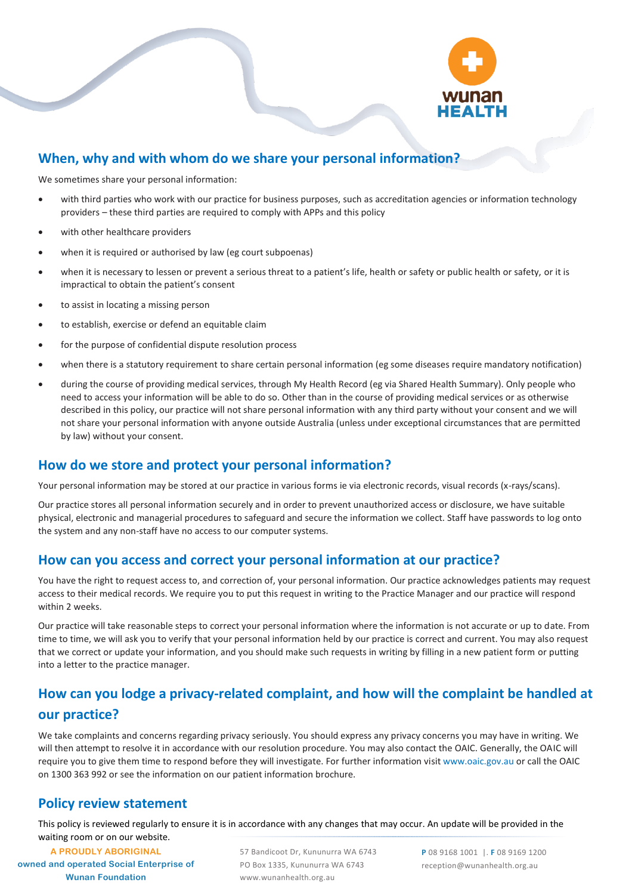## When, why and with whom do we share your personal information?

We sometimes share your personal information:

- with third parties who work with our practice for business purposes, such as accreditation agencies or information technology providers – these third parties are required to comply with APPs and this policy
- with other healthcare providers
- when it is required or authorised by law (eg court subpoenas)
- when it is necessary to lessen or prevent a serious threat to a patient's life, health or safety or public health or safety, or it is impractical to obtain the patient's consent
- to assist in locating a missing person
- to establish, exercise or defend an equitable claim
- for the purpose of confidential dispute resolution process
- when there is a statutory requirement to share certain personal information (eg some diseases require mandatory notification)
- during the course of providing medical services, through My Health Record (eg via Shared Health Summary). Only people who need to access your information will be able to do so. Other than in the course of providing medical services or as otherwise described in this policy, our practice will not share personal information with any third party without your consent and we will not share your personal information with anyone outside Australia (unless under exceptional circumstances that are permitted by law) without your consent.

## How do we store and protect your personal information?

Your personal information may be stored at our practice in various forms ie via electronic records, visual records (x-rays/scans).

Our practice stores all personal information securely and in order to prevent unauthorized access or disclosure, we have suitable physical, electronic and managerial procedures to safeguard and secure the information we collect. Staff have passwords to log onto the system and any non-staff have no access to our computer systems.

## How can you access and correct your personal information at our practice?

You have the right to request access to, and correction of, your personal information. Our practice acknowledges patients may request access to their medical records. We require you to put this request in writing to the Practice Manager and our practice will respond within 2 weeks.

Our practice will take reasonable steps to correct your personal information where the information is not accurate or up to date. From time to time, we will ask you to verify that your personal information held by our practice is correct and current. You may also request that we correct or update your information, and you should make such requests in writing by filling in a new patient form or putting into a letter to the practice manager.

## How can you lodge a privacy-related complaint, and how will the complaint be handled at our practice?

We take complaints and concerns regarding privacy seriously. You should express any privacy concerns you may have in writing. We will then attempt to resolve it in accordance with our resolution procedure. You may also contact the OAIC. Generally, the OAIC will require you to give them time to respond before they will investigate. For further information visit www.oaic.gov.au or call the OAIC on 1300 363 992 or see the information on our patient information brochure.

## Policy review statement

This policy is reviewed regularly to ensure it is in accordance with any changes that may occur. An update will be provided in the waiting room or on our website.